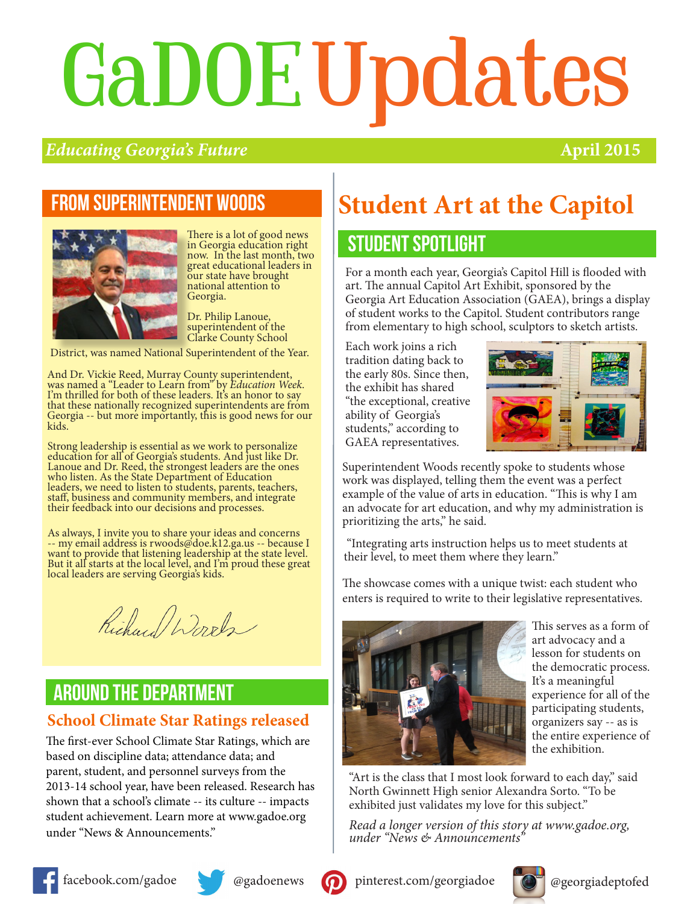# GaDOE Updates

*Educating Georgia's Future* — April 2015

## FROM SUPERINTENDENT WOODS

There is a lot of good news in Georgia education right now. In the last month, two great educational leaders in our state have brought national attention to Georgia.

Dr. Philip Lanoue, superintendent of the Clarke County School District, was named National Superintendent of the Year.

And Dr. Vickie Reed, Murray County superintendent, was named a "Leader to Learn from" by *Education Week*. I'm thrilled for both of these leaders. It's an honor to say that these nationally recognized superintendents are from Georgia -- but more importantly, this is good news for our kids.

Strong leadership is essential as we work to personalize education for all of Georgia's students. And just like Dr. Lanoue and Dr. Reed, the strongest leaders are the ones who listen. As the State Department of Education leaders, we need to listen to students, parents, teachers, staff, business and community members, and integrate their feedback into our decisions and processes.

As always, I invite you to share your ideas and concerns -- my email address is rwoods@doe.k12.ga.us -- because I want to provide that listening leadership at the state level. But it all starts at the local level, and I'm proud these great local leaders are serving Georgia's kids.

Richard Woods

## AROUND THE DEPARTMENT

### School Climate Star Ratings released

The first-ever School Climate Star Ratings, which are based on discipline data; attendance data; and parent, student, and personnel surveys from the 2013-14 school year, have been released. Research has shown that a school's climate -- its culture -- impacts student achievement. Learn more at www.gadoe.org under "News & Announcements."

# Student Art at the Capitol

## STUDENT SPOTLIGHT

For a month each year, Georgia's Capitol Hill is flooded with art. The annual Capitol Art Exhibit, sponsored by the Georgia Art Education Association (GAEA), brings a display of student works to the Capitol. Student contributors range from elementary to high school, sculptors to sketch artists.

Each work joins a rich tradition dating back to the early 80s. Since then, the exhibit has shared "the exceptional, creative ability of Georgia's students," according to GAEA representatives.

Superintendent Woods recently spoke to students whose work was displayed, telling them the event was a perfect example of the value of arts in education. "This is why I am an advocate for art education, and why my administration is prioritizing the arts," he said.

"Integrating arts instruction helps us to meet students at their level, to meet them where they learn."

The showcase comes with a unique twist: each student who enters is required to write to their legislative representatives.

This serves as a form of art advocacy and a lesson for students on the democratic process. It's a meaningful experience for all of the participating students, organizers say -- as is the entire experience of the exhibition.

"Art is the class that I most look forward to each day," said North Gwinnett High senior Alexandra Sorto. "To be exhibited just validates my love for this subject."

*Read a longer version of this story at www.gadoe.org, under "News & Announcements"*

facebook.com/gadoe | @gadoenews | pinterest.com/georgiadoe | @georgiadeptofed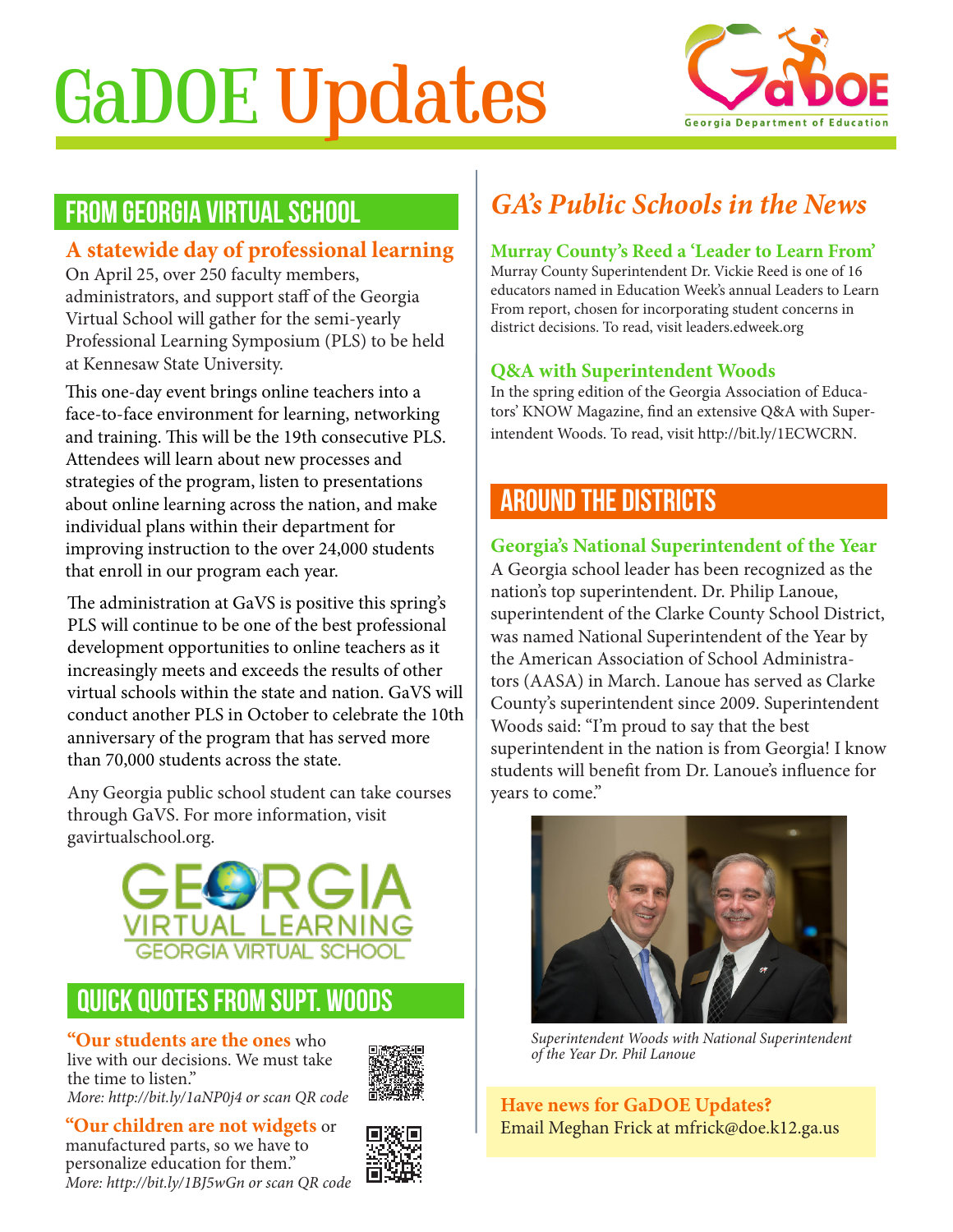# GaDOE Updates

## From Georgia Virtual School

### A statewide day of professional learning

On April 25, over 250 faculty members, administrators, and support staff of the Georgia Virtual School will gather for the semi-yearly Professional Learning Symposium (PLS) to be held at Kennesaw State University.

This one-day event brings online teachers into a face-to-face environment for learning, networking and training. This will be the 19th consecutive PLS. Attendees will learn about new processes and strategies of the program, listen to presentations about online learning across the nation, and make individual plans within their department for improving instruction to the over 24,000 students that enroll in our program each year.

The administration at GaVS is positive this spring's PLS will continue to be one of the best professional development opportunities to online teachers as it increasingly meets and exceeds the results of other virtual schools within the state and nation. GaVS will conduct another PLS in October to celebrate the 10th anniversary of the program that has served more than 70,000 students across the state.

Any Georgia public school student can take courses through GaVS. For more information, visit gavirtualschool.org.

GEORGIA VIRTUAL LEARNING
GEORGIA VIRTUAL SCHOOL

## Quick Quotes from Supt. Woods

**"Our students are the ones** who live with our decisions. We must take the time to listen."
*More: http://bit.ly/1aNP0j4 or scan QR code*

**"Our children are not widgets** or manufactured parts, so we have to personalize education for them."
*More: http://bit.ly/1BJ5wGn or scan QR code*

## *GA's Public Schools in the News*

### Murray County's Reed a 'Leader to Learn From'

Murray County Superintendent Dr. Vickie Reed is one of 16 educators named in Education Week's annual Leaders to Learn From report, chosen for incorporating student concerns in district decisions. To read, visit leaders.edweek.org

### Q&A with Superintendent Woods

In the spring edition of the Georgia Association of Educators' KNOW Magazine, find an extensive Q&A with Superintendent Woods. To read, visit http://bit.ly/1ECWCRN.

## Around the Districts

### Georgia's National Superintendent of the Year

A Georgia school leader has been recognized as the nation's top superintendent. Dr. Philip Lanoue, superintendent of the Clarke County School District, was named National Superintendent of the Year by the American Association of School Administrators (AASA) in March. Lanoue has served as Clarke County's superintendent since 2009. Superintendent Woods said: "I'm proud to say that the best superintendent in the nation is from Georgia! I know students will benefit from Dr. Lanoue's influence for years to come."

*Superintendent Woods with National Superintendent of the Year Dr. Phil Lanoue*

**Have news for GaDOE Updates?**
Email Meghan Frick at mfrick@doe.k12.ga.us